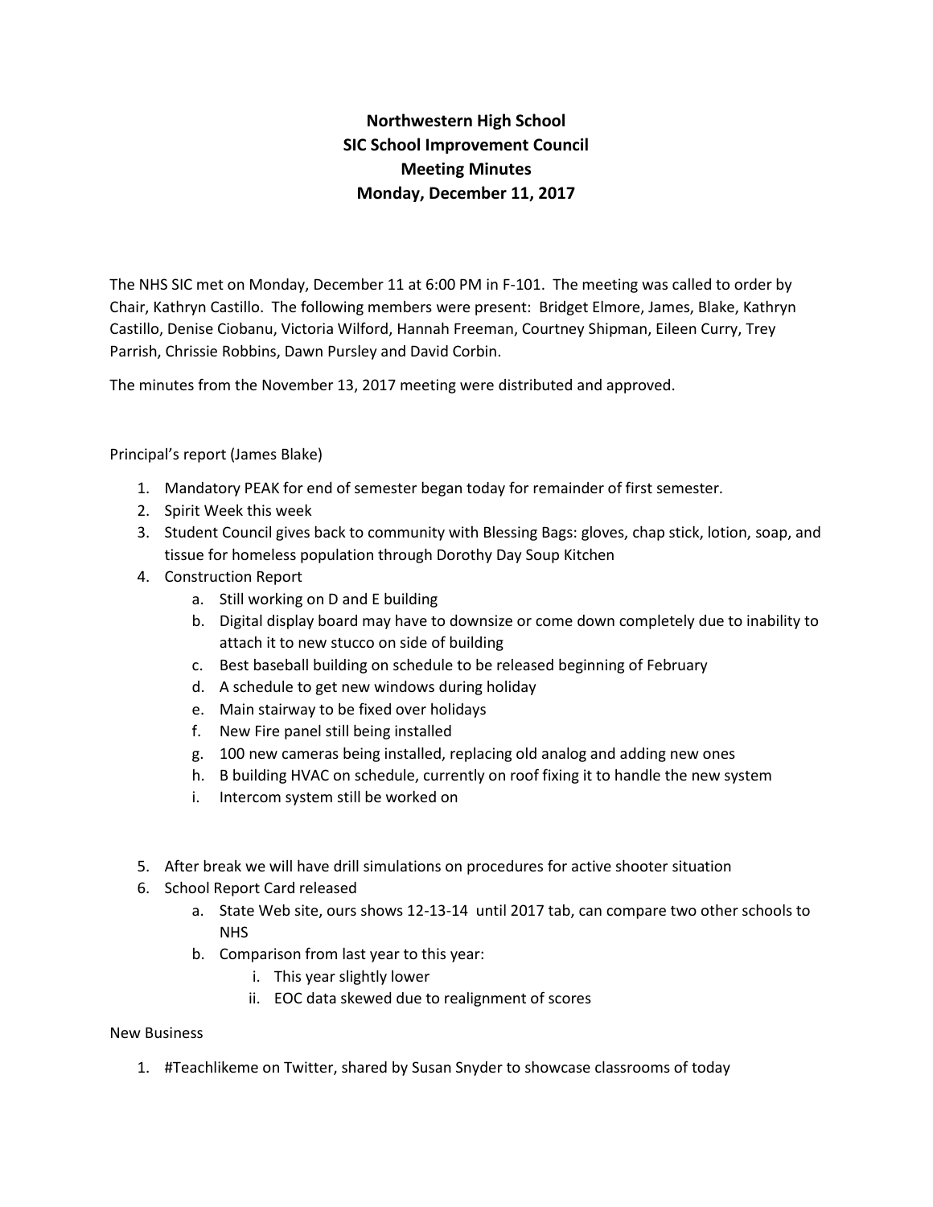**Northwestern High School**
**SIC School Improvement Council**
**Meeting Minutes**
**Monday, December 11, 2017**

The NHS SIC met on Monday, December 11 at 6:00 PM in F-101. The meeting was called to order by Chair, Kathryn Castillo. The following members were present: Bridget Elmore, James, Blake, Kathryn Castillo, Denise Ciobanu, Victoria Wilford, Hannah Freeman, Courtney Shipman, Eileen Curry, Trey Parrish, Chrissie Robbins, Dawn Pursley and David Corbin.

The minutes from the November 13, 2017 meeting were distributed and approved.

Principal's report (James Blake)

1. Mandatory PEAK for end of semester began today for remainder of first semester.
2. Spirit Week this week
3. Student Council gives back to community with Blessing Bags: gloves, chap stick, lotion, soap, and tissue for homeless population through Dorothy Day Soup Kitchen
4. Construction Report
    a. Still working on D and E building
    b. Digital display board may have to downsize or come down completely due to inability to attach it to new stucco on side of building
    c. Best baseball building on schedule to be released beginning of February
    d. A schedule to get new windows during holiday
    e. Main stairway to be fixed over holidays
    f. New Fire panel still being installed
    g. 100 new cameras being installed, replacing old analog and adding new ones
    h. B building HVAC on schedule, currently on roof fixing it to handle the new system
    i. Intercom system still be worked on
5. After break we will have drill simulations on procedures for active shooter situation
6. School Report Card released
    a. State Web site, ours shows 12-13-14 until 2017 tab, can compare two other schools to NHS
    b. Comparison from last year to this year:
        i. This year slightly lower
        ii. EOC data skewed due to realignment of scores

New Business

1. #Teachlikeme on Twitter, shared by Susan Snyder to showcase classrooms of today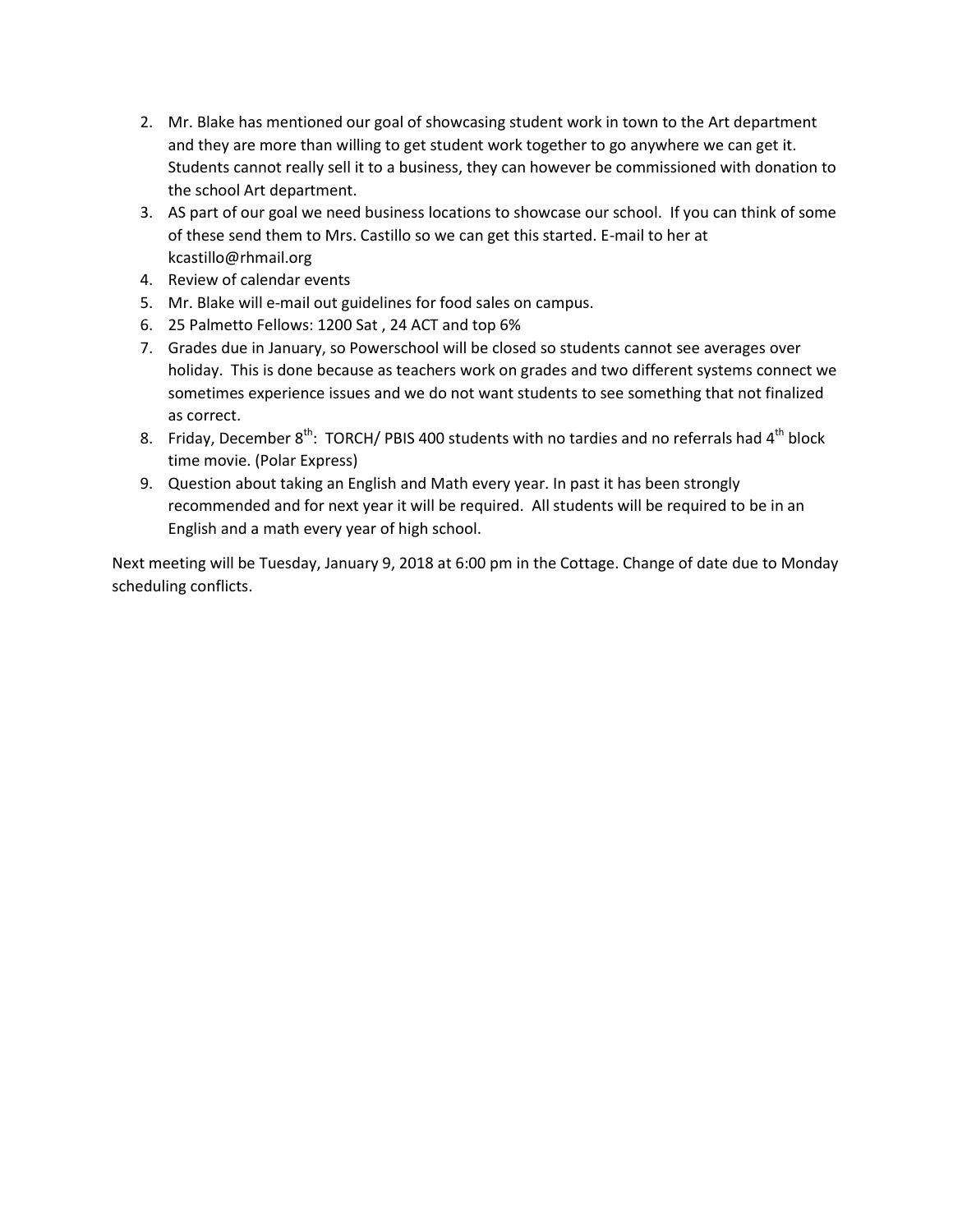2. Mr. Blake has mentioned our goal of showcasing student work in town to the Art department and they are more than willing to get student work together to go anywhere we can get it. Students cannot really sell it to a business, they can however be commissioned with donation to the school Art department.
3. AS part of our goal we need business locations to showcase our school. If you can think of some of these send them to Mrs. Castillo so we can get this started. E-mail to her at kcastillo@rhmail.org
4. Review of calendar events
5. Mr. Blake will e-mail out guidelines for food sales on campus.
6. 25 Palmetto Fellows: 1200 Sat , 24 ACT and top 6%
7. Grades due in January, so Powerschool will be closed so students cannot see averages over holiday. This is done because as teachers work on grades and two different systems connect we sometimes experience issues and we do not want students to see something that not finalized as correct.
8. Friday, December 8th: TORCH/ PBIS 400 students with no tardies and no referrals had 4th block time movie. (Polar Express)
9. Question about taking an English and Math every year. In past it has been strongly recommended and for next year it will be required. All students will be required to be in an English and a math every year of high school.

Next meeting will be Tuesday, January 9, 2018 at 6:00 pm in the Cottage. Change of date due to Monday scheduling conflicts.